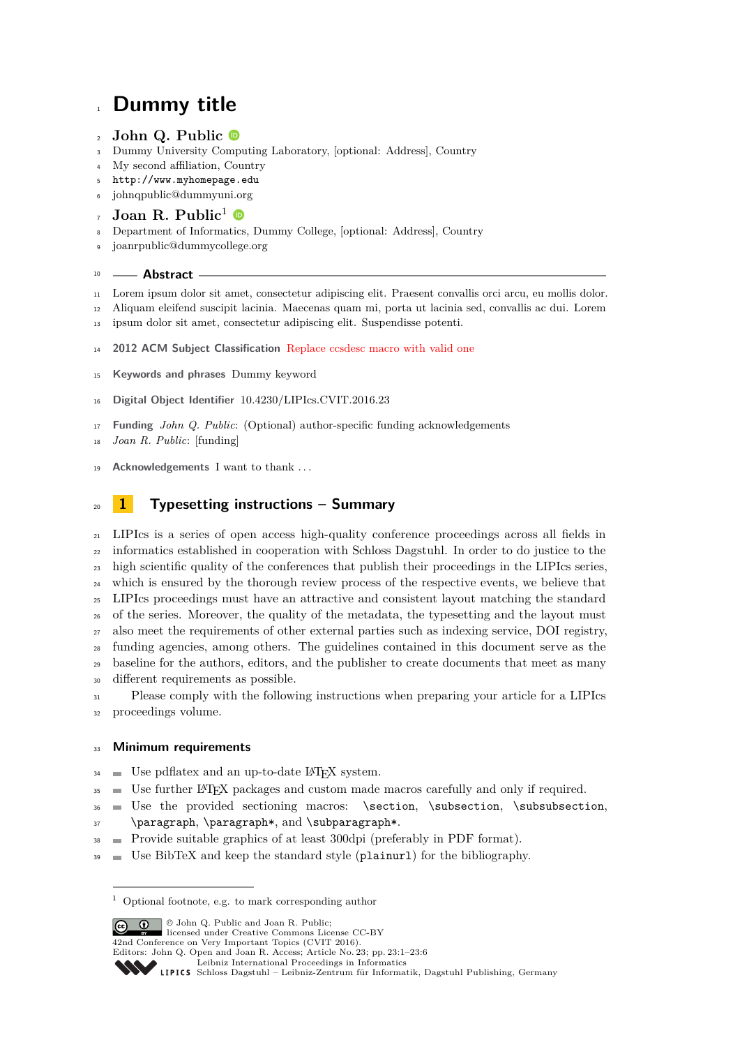# Dummy title

## John Q. Public

Dummy University Computing Laboratory, [optional: Address], Country
My second affiliation, Country
http://www.myhomepage.edu
johnqpublic@dummyuni.org

## Joan R. Public[1]

Department of Informatics, Dummy College, [optional: Address], Country
joanrpublic@dummycollege.org

### Abstract

Lorem ipsum dolor sit amet, consectetur adipiscing elit. Praesent convallis orci arcu, eu mollis dolor. Aliquam eleifend suscipit lacinia. Maecenas quam mi, porta ut lacinia sed, convallis ac dui. Lorem ipsum dolor sit amet, consectetur adipiscing elit. Suspendisse potenti.

**2012 ACM Subject Classification** Replace ccsdesc macro with valid one

**Keywords and phrases** Dummy keyword

**Digital Object Identifier** 10.4230/LIPIcs.CVIT.2016.23

**Funding** *John Q. Public*: (Optional) author-specific funding acknowledgements
*Joan R. Public*: [funding]

**Acknowledgements** I want to thank ...

## 1 Typesetting instructions – Summary

LIPIcs is a series of open access high-quality conference proceedings across all fields in informatics established in cooperation with Schloss Dagstuhl. In order to do justice to the high scientific quality of the conferences that publish their proceedings in the LIPIcs series, which is ensured by the thorough review process of the respective events, we believe that LIPIcs proceedings must have an attractive and consistent layout matching the standard of the series. Moreover, the quality of the metadata, the typesetting and the layout must also meet the requirements of other external parties such as indexing service, DOI registry, funding agencies, among others. The guidelines contained in this document serve as the baseline for the authors, editors, and the publisher to create documents that meet as many different requirements as possible.

Please comply with the following instructions when preparing your article for a LIPIcs proceedings volume.

### Minimum requirements

- Use pdflatex and an up-to-date LaTeX system.
- Use further LaTeX packages and custom made macros carefully and only if required.
- Use the provided sectioning macros: `\section`, `\subsection`, `\subsubsection`, `\paragraph`, `\paragraph*`, and `\subparagraph*`.
- Provide suitable graphics of at least 300dpi (preferably in PDF format).
- Use BibTeX and keep the standard style (`plainurl`) for the bibliography.

[1] Optional footnote, e.g. to mark corresponding author

© John Q. Public and Joan R. Public;
licensed under Creative Commons License CC-BY
42nd Conference on Very Important Topics (CVIT 2016).
Editors: John Q. Open and Joan R. Access; Article No. 23; pp. 23:1–23:6
Leibniz International Proceedings in Informatics
Schloss Dagstuhl – Leibniz-Zentrum für Informatik, Dagstuhl Publishing, Germany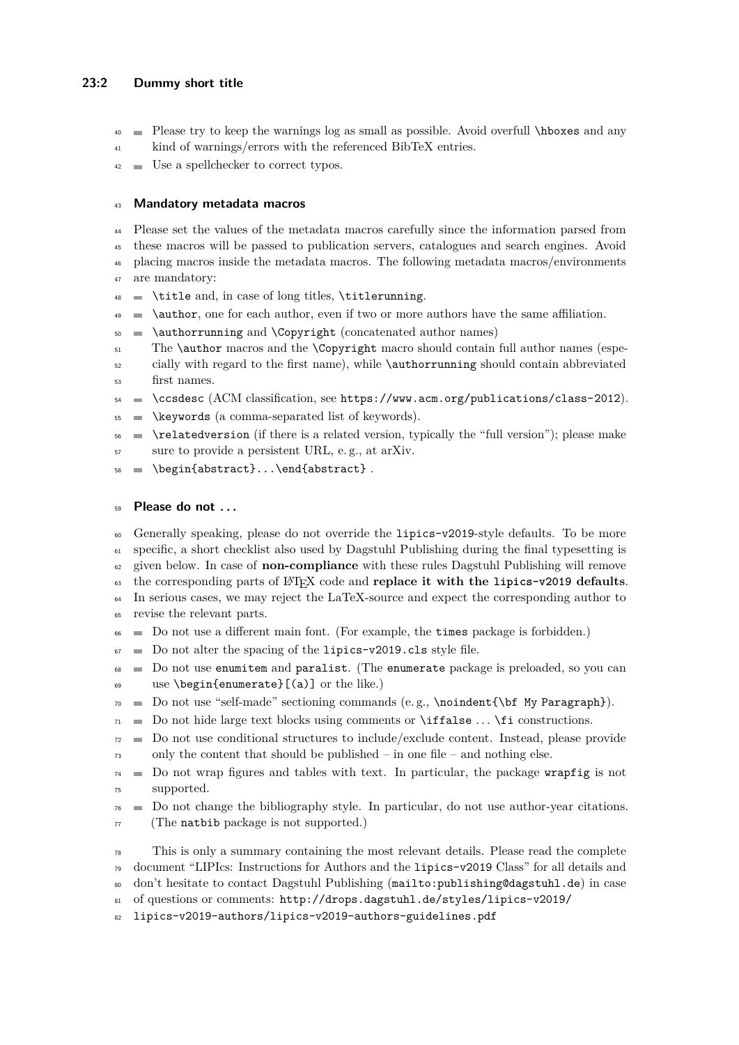- Please try to keep the warnings log as small as possible. Avoid overfull `\hbox`es and any kind of warnings/errors with the referenced BibTeX entries.
- Use a spellchecker to correct typos.

### Mandatory metadata macros

Please set the values of the metadata macros carefully since the information parsed from these macros will be passed to publication servers, catalogues and search engines. Avoid placing macros inside the metadata macros. The following metadata macros/environments are mandatory:

- `\title` and, in case of long titles, `\titlerunning`.
- `\author`, one for each author, even if two or more authors have the same affiliation.
- `\authorrunning` and `\Copyright` (concatenated author names)
  The `\author` macros and the `\Copyright` macro should contain full author names (especially with regard to the first name), while `\authorrunning` should contain abbreviated first names.
- `\ccsdesc` (ACM classification, see `https://www.acm.org/publications/class-2012`).
- `\keywords` (a comma-separated list of keywords).
- `\relatedversion` (if there is a related version, typically the "full version"); please make sure to provide a persistent URL, e. g., at arXiv.
- `\begin{abstract}...\end{abstract}` .

### Please do not ...

Generally speaking, please do not override the `lipics-v2019`-style defaults. To be more specific, a short checklist also used by Dagstuhl Publishing during the final typesetting is given below. In case of **non-compliance** with these rules Dagstuhl Publishing will remove the corresponding parts of LaTeX code and **replace it with the `lipics-v2019` defaults**. In serious cases, we may reject the LaTeX-source and expect the corresponding author to revise the relevant parts.

- Do not use a different main font. (For example, the `times` package is forbidden.)
- Do not alter the spacing of the `lipics-v2019.cls` style file.
- Do not use `enumitem` and `paralist`. (The `enumerate` package is preloaded, so you can use `\begin{enumerate}[(a)]` or the like.)
- Do not use "self-made" sectioning commands (e. g., `\noindent{\bf My Paragraph}`).
- Do not hide large text blocks using comments or `\iffalse` ... `\fi` constructions.
- Do not use conditional structures to include/exclude content. Instead, please provide only the content that should be published – in one file – and nothing else.
- Do not wrap figures and tables with text. In particular, the package `wrapfig` is not supported.
- Do not change the bibliography style. In particular, do not use author-year citations. (The `natbib` package is not supported.)

This is only a summary containing the most relevant details. Please read the complete document "LIPIcs: Instructions for Authors and the `lipics-v2019` Class" for all details and don't hesitate to contact Dagstuhl Publishing (`mailto:publishing@dagstuhl.de`) in case of questions or comments: `http://drops.dagstuhl.de/styles/lipics-v2019/lipics-v2019-authors/lipics-v2019-authors-guidelines.pdf`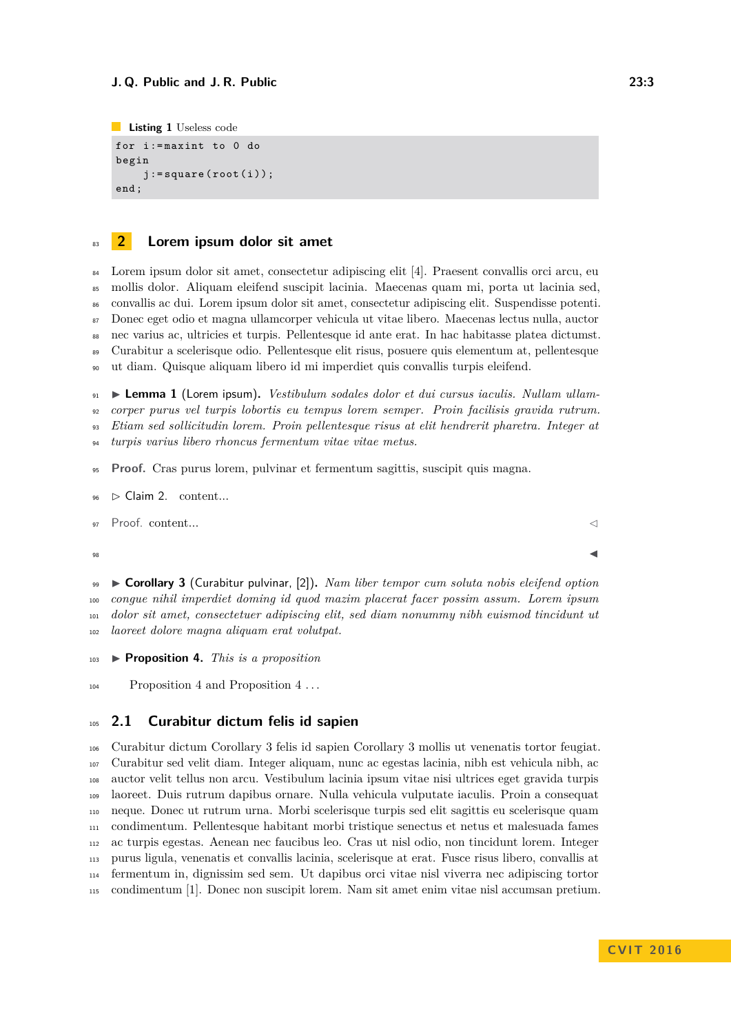**Listing 1** Useless code

```
for i:=maxint to 0 do
begin
    j:=square(root(i));
end;
```

## 2 Lorem ipsum dolor sit amet

Lorem ipsum dolor sit amet, consectetur adipiscing elit [4]. Praesent convallis orci arcu, eu mollis dolor. Aliquam eleifend suscipit lacinia. Maecenas quam mi, porta ut lacinia sed, convallis ac dui. Lorem ipsum dolor sit amet, consectetur adipiscing elit. Suspendisse potenti. Donec eget odio et magna ullamcorper vehicula ut vitae libero. Maecenas lectus nulla, auctor nec varius ac, ultricies et turpis. Pellentesque id ante erat. In hac habitasse platea dictumst. Curabitur a scelerisque odio. Pellentesque elit risus, posuere quis elementum at, pellentesque ut diam. Quisque aliquam libero id mi imperdiet quis convallis turpis eleifend.

▶ **Lemma 1** (Lorem ipsum)**.** *Vestibulum sodales dolor et dui cursus iaculis. Nullam ullamcorper purus vel turpis lobortis eu tempus lorem semper. Proin facilisis gravida rutrum. Etiam sed sollicitudin lorem. Proin pellentesque risus at elit hendrerit pharetra. Integer at turpis varius libero rhoncus fermentum vitae vitae metus.*

**Proof.** Cras purus lorem, pulvinar et fermentum sagittis, suscipit quis magna.

▷ Claim 2. content...

Proof. content... ◁

◀

▶ **Corollary 3** (Curabitur pulvinar, [2])**.** *Nam liber tempor cum soluta nobis eleifend option congue nihil imperdiet doming id quod mazim placerat facer possim assum. Lorem ipsum dolor sit amet, consectetuer adipiscing elit, sed diam nonummy nibh euismod tincidunt ut laoreet dolore magna aliquam erat volutpat.*

▶ **Proposition 4.** *This is a proposition*

Proposition 4 and Proposition 4 . . .

### 2.1 Curabitur dictum felis id sapien

Curabitur dictum Corollary 3 felis id sapien Corollary 3 mollis ut venenatis tortor feugiat. Curabitur sed velit diam. Integer aliquam, nunc ac egestas lacinia, nibh est vehicula nibh, ac auctor velit tellus non arcu. Vestibulum lacinia ipsum vitae nisi ultrices eget gravida turpis laoreet. Duis rutrum dapibus ornare. Nulla vehicula vulputate iaculis. Proin a consequat neque. Donec ut rutrum urna. Morbi scelerisque turpis sed elit sagittis eu scelerisque quam condimentum. Pellentesque habitant morbi tristique senectus et netus et malesuada fames ac turpis egestas. Aenean nec faucibus leo. Cras ut nisl odio, non tincidunt lorem. Integer purus ligula, venenatis et convallis lacinia, scelerisque at erat. Fusce risus libero, convallis at fermentum in, dignissim sed sem. Ut dapibus orci vitae nisl viverra nec adipiscing tortor condimentum [1]. Donec non suscipit lorem. Nam sit amet enim vitae nisl accumsan pretium.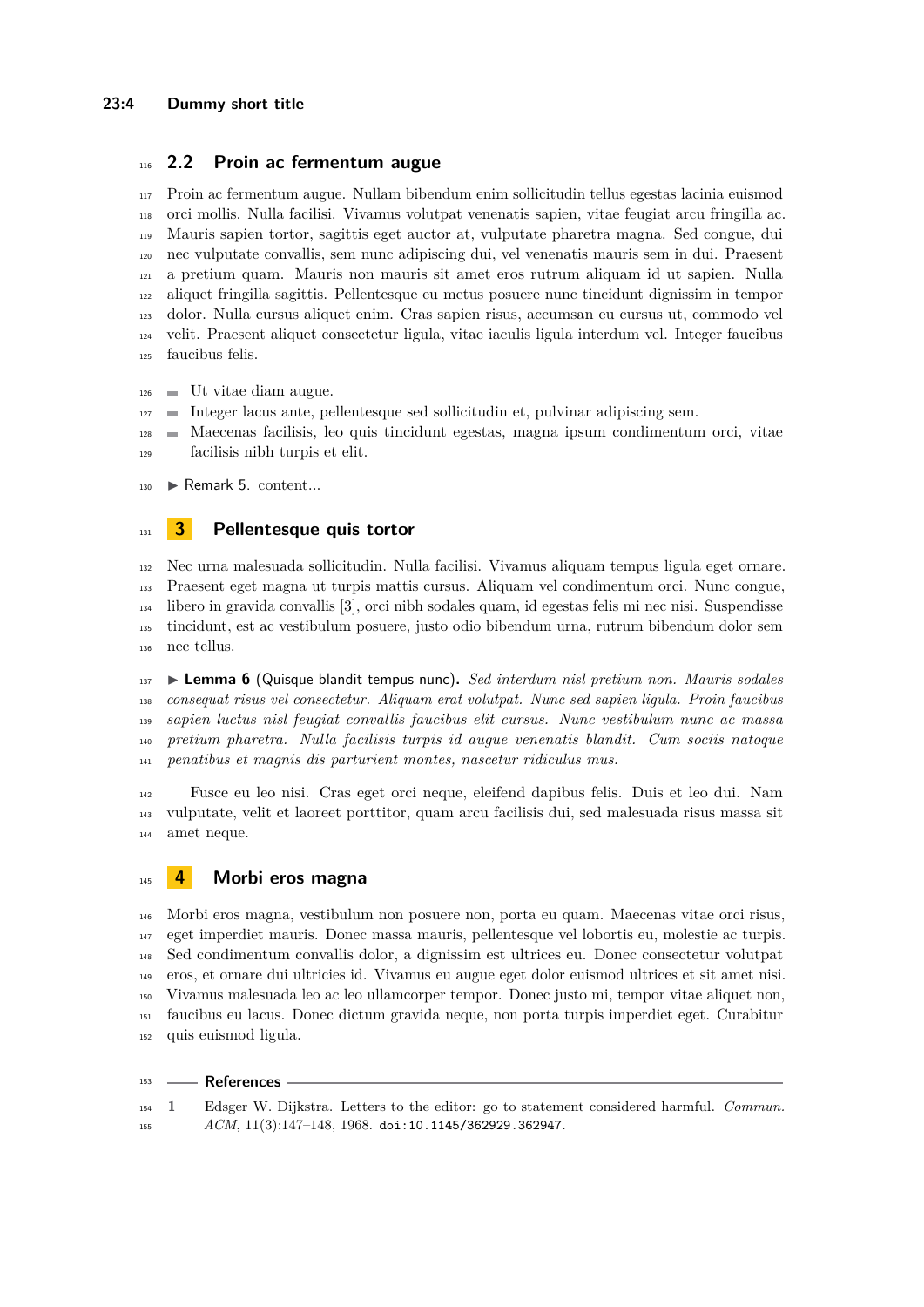### 2.2 Proin ac fermentum augue

Proin ac fermentum augue. Nullam bibendum enim sollicitudin tellus egestas lacinia euismod orci mollis. Nulla facilisi. Vivamus volutpat venenatis sapien, vitae feugiat arcu fringilla ac. Mauris sapien tortor, sagittis eget auctor at, vulputate pharetra magna. Sed congue, dui nec vulputate convallis, sem nunc adipiscing dui, vel venenatis mauris sem in dui. Praesent a pretium quam. Mauris non mauris sit amet eros rutrum aliquam id ut sapien. Nulla aliquet fringilla sagittis. Pellentesque eu metus posuere nunc tincidunt dignissim in tempor dolor. Nulla cursus aliquet enim. Cras sapien risus, accumsan eu cursus ut, commodo vel velit. Praesent aliquet consectetur ligula, vitae iaculis ligula interdum vel. Integer faucibus faucibus felis.

- Ut vitae diam augue.
- Integer lacus ante, pellentesque sed sollicitudin et, pulvinar adipiscing sem.
- Maecenas facilisis, leo quis tincidunt egestas, magna ipsum condimentum orci, vitae facilisis nibh turpis et elit.

▶ Remark 5. content...

## 3 Pellentesque quis tortor

Nec urna malesuada sollicitudin. Nulla facilisi. Vivamus aliquam tempus ligula eget ornare. Praesent eget magna ut turpis mattis cursus. Aliquam vel condimentum orci. Nunc congue, libero in gravida convallis [3], orci nibh sodales quam, id egestas felis mi nec nisi. Suspendisse tincidunt, est ac vestibulum posuere, justo odio bibendum urna, rutrum bibendum dolor sem nec tellus.

▶ **Lemma 6** (Quisque blandit tempus nunc)**.** *Sed interdum nisl pretium non. Mauris sodales consequat risus vel consectetur. Aliquam erat volutpat. Nunc sed sapien ligula. Proin faucibus sapien luctus nisl feugiat convallis faucibus elit cursus. Nunc vestibulum nunc ac massa pretium pharetra. Nulla facilisis turpis id augue venenatis blandit. Cum sociis natoque penatibus et magnis dis parturient montes, nascetur ridiculus mus.*

Fusce eu leo nisi. Cras eget orci neque, eleifend dapibus felis. Duis et leo dui. Nam vulputate, velit et laoreet porttitor, quam arcu facilisis dui, sed malesuada risus massa sit amet neque.

## 4 Morbi eros magna

Morbi eros magna, vestibulum non posuere non, porta eu quam. Maecenas vitae orci risus, eget imperdiet mauris. Donec massa mauris, pellentesque vel lobortis eu, molestie ac turpis. Sed condimentum convallis dolor, a dignissim est ultrices eu. Donec consectetur volutpat eros, et ornare dui ultricies id. Vivamus eu augue eget dolor euismod ultrices et sit amet nisi. Vivamus malesuada leo ac leo ullamcorper tempor. Donec justo mi, tempor vitae aliquet non, faucibus eu lacus. Donec dictum gravida neque, non porta turpis imperdiet eget. Curabitur quis euismod ligula.

## References

1 Edsger W. Dijkstra. Letters to the editor: go to statement considered harmful. *Commun. ACM*, 11(3):147–148, 1968. doi:10.1145/362929.362947.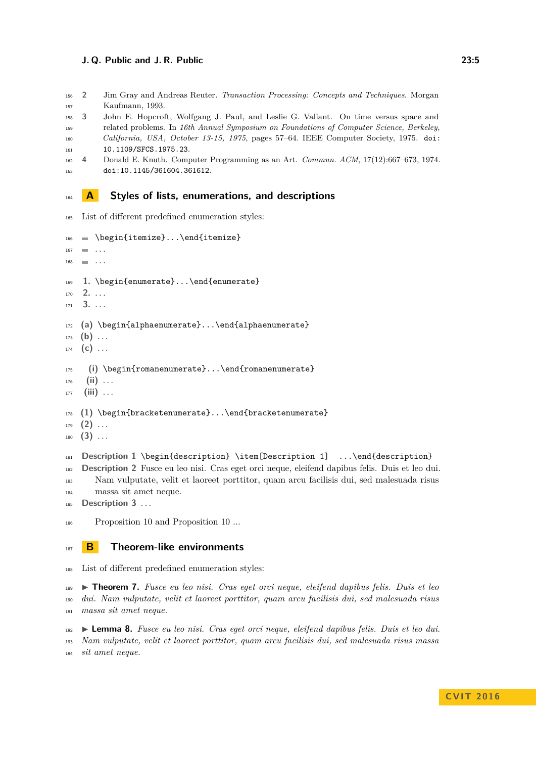2. Jim Gray and Andreas Reuter. *Transaction Processing: Concepts and Techniques*. Morgan Kaufmann, 1993.
3. John E. Hopcroft, Wolfgang J. Paul, and Leslie G. Valiant. On time versus space and related problems. In *16th Annual Symposium on Foundations of Computer Science, Berkeley, California, USA, October 13-15, 1975*, pages 57–64. IEEE Computer Society, 1975. doi:10.1109/SFCS.1975.23.
4. Donald E. Knuth. Computer Programming as an Art. *Commun. ACM*, 17(12):667–673, 1974. doi:10.1145/361604.361612.

## A Styles of lists, enumerations, and descriptions

List of different predefined enumeration styles:

- \begin{itemize}...\end{itemize}
- ...
- ...

1. \begin{enumerate}...\end{enumerate}
2. ...
3. ...

(a) \begin{alphaenumerate}...\end{alphaenumerate}
(b) ...
(c) ...

(i) \begin{romanenumerate}...\end{romanenumerate}
(ii) ...
(iii) ...

(1) \begin{bracketenumerate}...\end{bracketenumerate}
(2) ...
(3) ...

**Description 1** \begin{description} \item[Description 1] ...\end{description}
**Description 2** Fusce eu leo nisi. Cras eget orci neque, eleifend dapibus felis. Duis et leo dui. Nam vulputate, velit et laoreet porttitor, quam arcu facilisis dui, sed malesuada risus massa sit amet neque.
**Description 3** ...

Proposition 10 and Proposition 10 ...

## B Theorem-like environments

List of different predefined enumeration styles:

▶ **Theorem 7.** *Fusce eu leo nisi. Cras eget orci neque, eleifend dapibus felis. Duis et leo dui. Nam vulputate, velit et laoreet porttitor, quam arcu facilisis dui, sed malesuada risus massa sit amet neque.*

▶ **Lemma 8.** *Fusce eu leo nisi. Cras eget orci neque, eleifend dapibus felis. Duis et leo dui. Nam vulputate, velit et laoreet porttitor, quam arcu facilisis dui, sed malesuada risus massa sit amet neque.*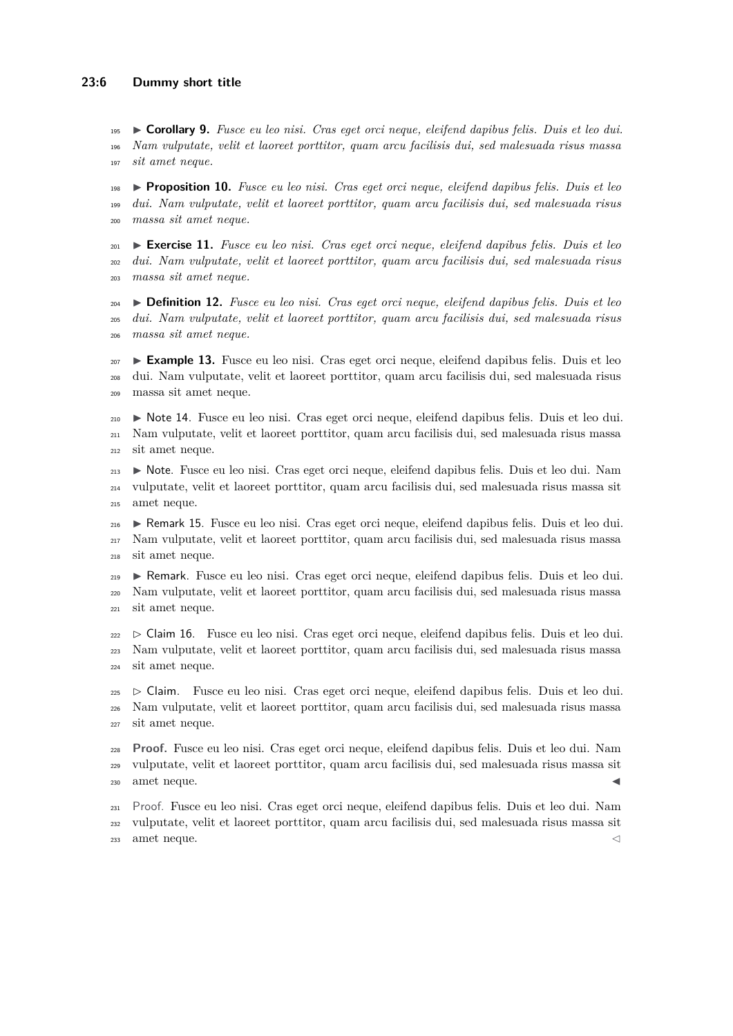► **Corollary 9.** *Fusce eu leo nisi. Cras eget orci neque, eleifend dapibus felis. Duis et leo dui. Nam vulputate, velit et laoreet porttitor, quam arcu facilisis dui, sed malesuada risus massa sit amet neque.*

► **Proposition 10.** *Fusce eu leo nisi. Cras eget orci neque, eleifend dapibus felis. Duis et leo dui. Nam vulputate, velit et laoreet porttitor, quam arcu facilisis dui, sed malesuada risus massa sit amet neque.*

► **Exercise 11.** *Fusce eu leo nisi. Cras eget orci neque, eleifend dapibus felis. Duis et leo dui. Nam vulputate, velit et laoreet porttitor, quam arcu facilisis dui, sed malesuada risus massa sit amet neque.*

► **Definition 12.** *Fusce eu leo nisi. Cras eget orci neque, eleifend dapibus felis. Duis et leo dui. Nam vulputate, velit et laoreet porttitor, quam arcu facilisis dui, sed malesuada risus massa sit amet neque.*

► **Example 13.** Fusce eu leo nisi. Cras eget orci neque, eleifend dapibus felis. Duis et leo dui. Nam vulputate, velit et laoreet porttitor, quam arcu facilisis dui, sed malesuada risus massa sit amet neque.

► Note 14. Fusce eu leo nisi. Cras eget orci neque, eleifend dapibus felis. Duis et leo dui. Nam vulputate, velit et laoreet porttitor, quam arcu facilisis dui, sed malesuada risus massa sit amet neque.

► Note. Fusce eu leo nisi. Cras eget orci neque, eleifend dapibus felis. Duis et leo dui. Nam vulputate, velit et laoreet porttitor, quam arcu facilisis dui, sed malesuada risus massa sit amet neque.

► Remark 15. Fusce eu leo nisi. Cras eget orci neque, eleifend dapibus felis. Duis et leo dui. Nam vulputate, velit et laoreet porttitor, quam arcu facilisis dui, sed malesuada risus massa sit amet neque.

► Remark. Fusce eu leo nisi. Cras eget orci neque, eleifend dapibus felis. Duis et leo dui. Nam vulputate, velit et laoreet porttitor, quam arcu facilisis dui, sed malesuada risus massa sit amet neque.

▷ Claim 16. Fusce eu leo nisi. Cras eget orci neque, eleifend dapibus felis. Duis et leo dui. Nam vulputate, velit et laoreet porttitor, quam arcu facilisis dui, sed malesuada risus massa sit amet neque.

▷ Claim. Fusce eu leo nisi. Cras eget orci neque, eleifend dapibus felis. Duis et leo dui. Nam vulputate, velit et laoreet porttitor, quam arcu facilisis dui, sed malesuada risus massa sit amet neque.

**Proof.** Fusce eu leo nisi. Cras eget orci neque, eleifend dapibus felis. Duis et leo dui. Nam vulputate, velit et laoreet porttitor, quam arcu facilisis dui, sed malesuada risus massa sit amet neque. ◄

Proof. Fusce eu leo nisi. Cras eget orci neque, eleifend dapibus felis. Duis et leo dui. Nam vulputate, velit et laoreet porttitor, quam arcu facilisis dui, sed malesuada risus massa sit amet neque. ◁